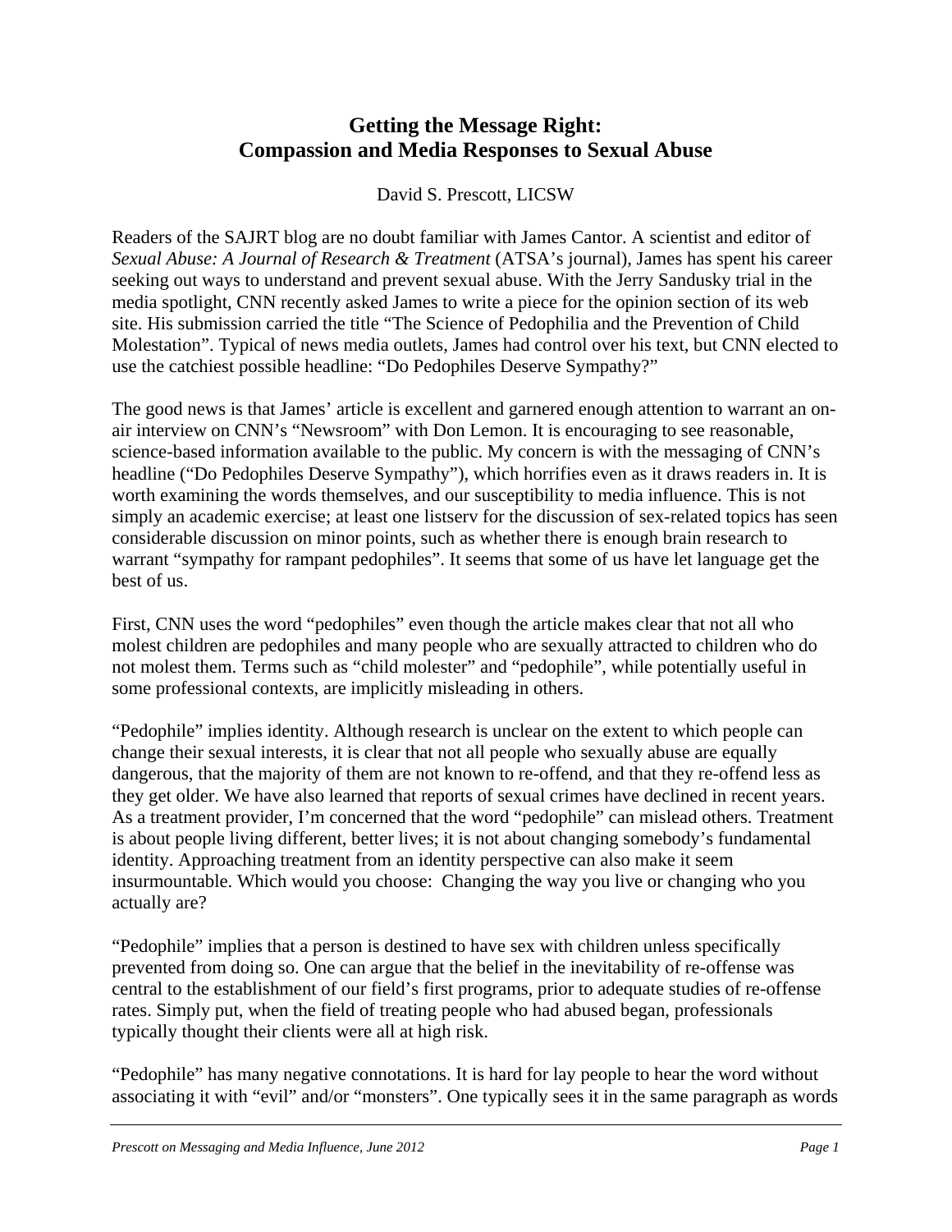# Getting the Message Right: Compassion and Media Responses to Sexual Abuse

David S. Prescott, LICSW

Readers of the SAJRT blog are no doubt familiar with James Cantor. A scientist and editor of *Sexual Abuse: A Journal of Research & Treatment* (ATSA's journal), James has spent his career seeking out ways to understand and prevent sexual abuse. With the Jerry Sandusky trial in the media spotlight, CNN recently asked James to write a piece for the opinion section of its web site. His submission carried the title "The Science of Pedophilia and the Prevention of Child Molestation". Typical of news media outlets, James had control over his text, but CNN elected to use the catchiest possible headline: "Do Pedophiles Deserve Sympathy?"

The good news is that James' article is excellent and garnered enough attention to warrant an on-air interview on CNN's "Newsroom" with Don Lemon. It is encouraging to see reasonable, science-based information available to the public. My concern is with the messaging of CNN's headline ("Do Pedophiles Deserve Sympathy"), which horrifies even as it draws readers in. It is worth examining the words themselves, and our susceptibility to media influence. This is not simply an academic exercise; at least one listserv for the discussion of sex-related topics has seen considerable discussion on minor points, such as whether there is enough brain research to warrant "sympathy for rampant pedophiles". It seems that some of us have let language get the best of us.

First, CNN uses the word "pedophiles" even though the article makes clear that not all who molest children are pedophiles and many people who are sexually attracted to children who do not molest them. Terms such as "child molester" and "pedophile", while potentially useful in some professional contexts, are implicitly misleading in others.

"Pedophile" implies identity. Although research is unclear on the extent to which people can change their sexual interests, it is clear that not all people who sexually abuse are equally dangerous, that the majority of them are not known to re-offend, and that they re-offend less as they get older. We have also learned that reports of sexual crimes have declined in recent years. As a treatment provider, I'm concerned that the word "pedophile" can mislead others. Treatment is about people living different, better lives; it is not about changing somebody's fundamental identity. Approaching treatment from an identity perspective can also make it seem insurmountable. Which would you choose: Changing the way you live or changing who you actually are?

"Pedophile" implies that a person is destined to have sex with children unless specifically prevented from doing so. One can argue that the belief in the inevitability of re-offense was central to the establishment of our field's first programs, prior to adequate studies of re-offense rates. Simply put, when the field of treating people who had abused began, professionals typically thought their clients were all at high risk.

"Pedophile" has many negative connotations. It is hard for lay people to hear the word without associating it with "evil" and/or "monsters". One typically sees it in the same paragraph as words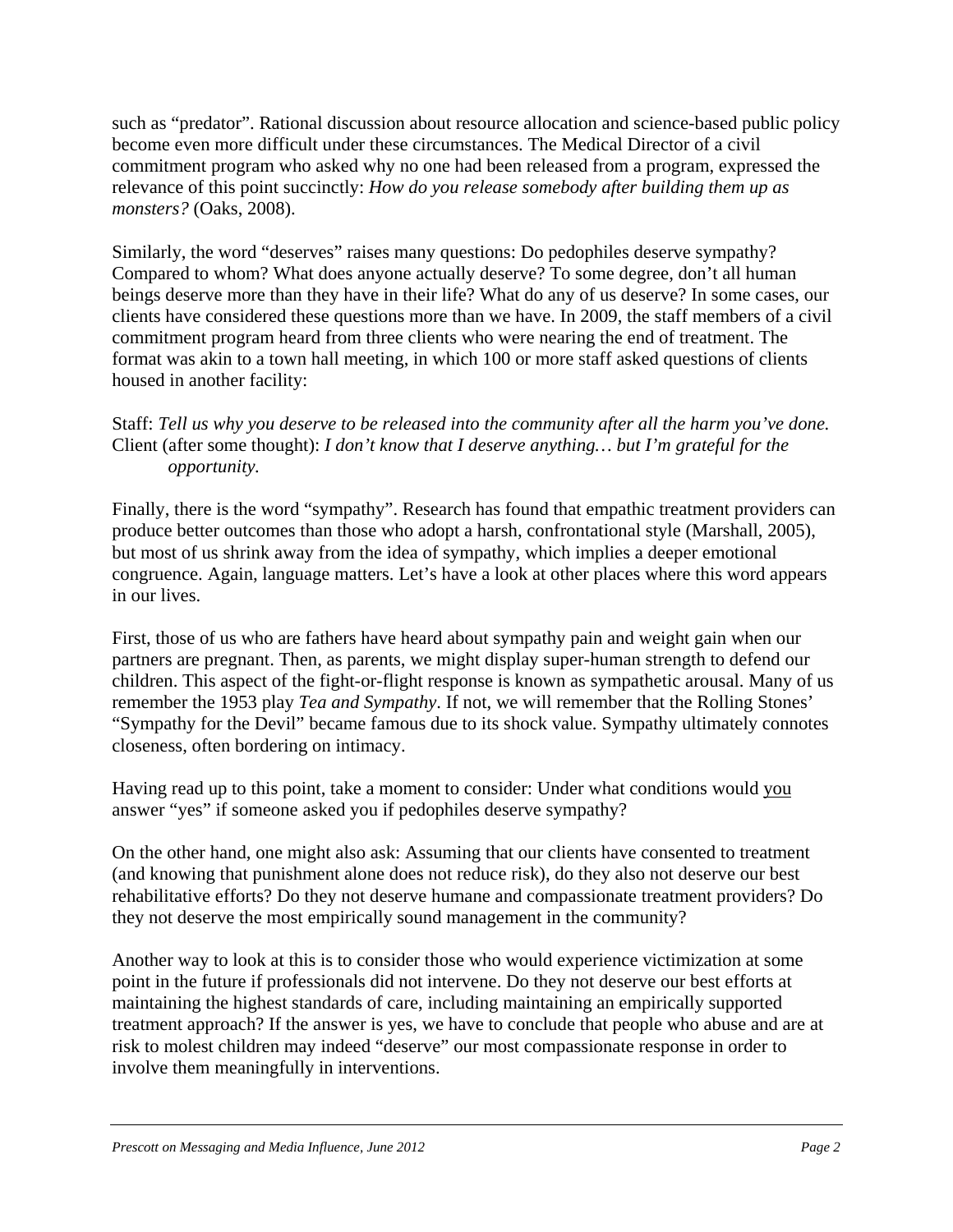such as "predator". Rational discussion about resource allocation and science-based public policy become even more difficult under these circumstances. The Medical Director of a civil commitment program who asked why no one had been released from a program, expressed the relevance of this point succinctly: *How do you release somebody after building them up as monsters?* (Oaks, 2008).

Similarly, the word "deserves" raises many questions: Do pedophiles deserve sympathy? Compared to whom? What does anyone actually deserve? To some degree, don't all human beings deserve more than they have in their life? What do any of us deserve? In some cases, our clients have considered these questions more than we have. In 2009, the staff members of a civil commitment program heard from three clients who were nearing the end of treatment. The format was akin to a town hall meeting, in which 100 or more staff asked questions of clients housed in another facility:

Staff: *Tell us why you deserve to be released into the community after all the harm you've done.*
Client (after some thought): *I don't know that I deserve anything… but I'm grateful for the opportunity.*

Finally, there is the word "sympathy". Research has found that empathic treatment providers can produce better outcomes than those who adopt a harsh, confrontational style (Marshall, 2005), but most of us shrink away from the idea of sympathy, which implies a deeper emotional congruence. Again, language matters. Let's have a look at other places where this word appears in our lives.

First, those of us who are fathers have heard about sympathy pain and weight gain when our partners are pregnant. Then, as parents, we might display super-human strength to defend our children. This aspect of the fight-or-flight response is known as sympathetic arousal. Many of us remember the 1953 play *Tea and Sympathy*. If not, we will remember that the Rolling Stones' "Sympathy for the Devil" became famous due to its shock value. Sympathy ultimately connotes closeness, often bordering on intimacy.

Having read up to this point, take a moment to consider: Under what conditions would <u>you</u> answer "yes" if someone asked you if pedophiles deserve sympathy?

On the other hand, one might also ask: Assuming that our clients have consented to treatment (and knowing that punishment alone does not reduce risk), do they also not deserve our best rehabilitative efforts? Do they not deserve humane and compassionate treatment providers? Do they not deserve the most empirically sound management in the community?

Another way to look at this is to consider those who would experience victimization at some point in the future if professionals did not intervene. Do they not deserve our best efforts at maintaining the highest standards of care, including maintaining an empirically supported treatment approach? If the answer is yes, we have to conclude that people who abuse and are at risk to molest children may indeed "deserve" our most compassionate response in order to involve them meaningfully in interventions.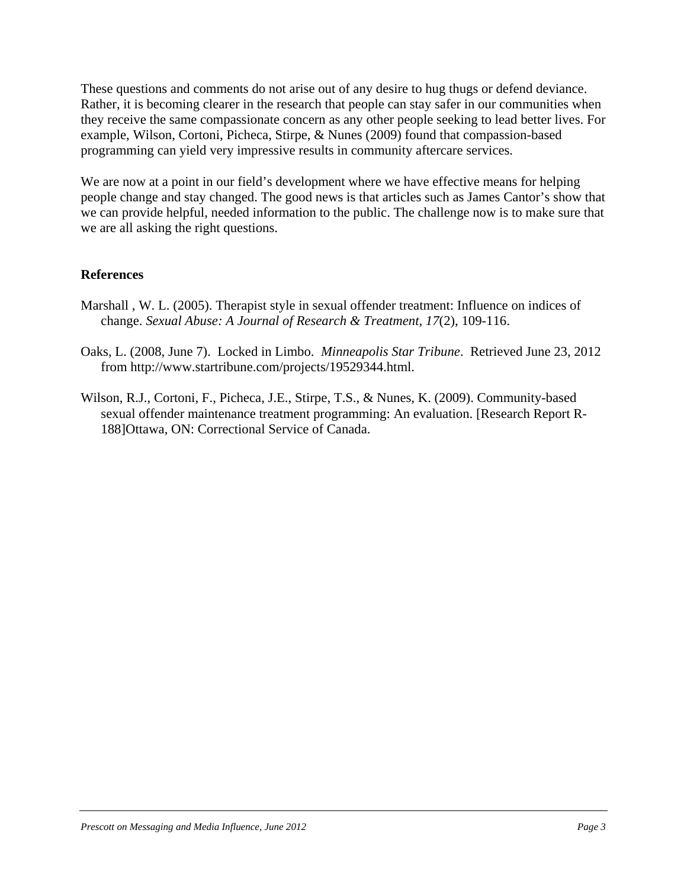These questions and comments do not arise out of any desire to hug thugs or defend deviance. Rather, it is becoming clearer in the research that people can stay safer in our communities when they receive the same compassionate concern as any other people seeking to lead better lives. For example, Wilson, Cortoni, Picheca, Stirpe, & Nunes (2009) found that compassion-based programming can yield very impressive results in community aftercare services.

We are now at a point in our field's development where we have effective means for helping people change and stay changed. The good news is that articles such as James Cantor's show that we can provide helpful, needed information to the public. The challenge now is to make sure that we are all asking the right questions.

**References**

Marshall , W. L. (2005). Therapist style in sexual offender treatment: Influence on indices of change. *Sexual Abuse: A Journal of Research & Treatment, 17*(2), 109-116.

Oaks, L. (2008, June 7). Locked in Limbo. *Minneapolis Star Tribune*. Retrieved June 23, 2012 from http://www.startribune.com/projects/19529344.html.

Wilson, R.J., Cortoni, F., Picheca, J.E., Stirpe, T.S., & Nunes, K. (2009). Community-based sexual offender maintenance treatment programming: An evaluation. [Research Report R-188]Ottawa, ON: Correctional Service of Canada.